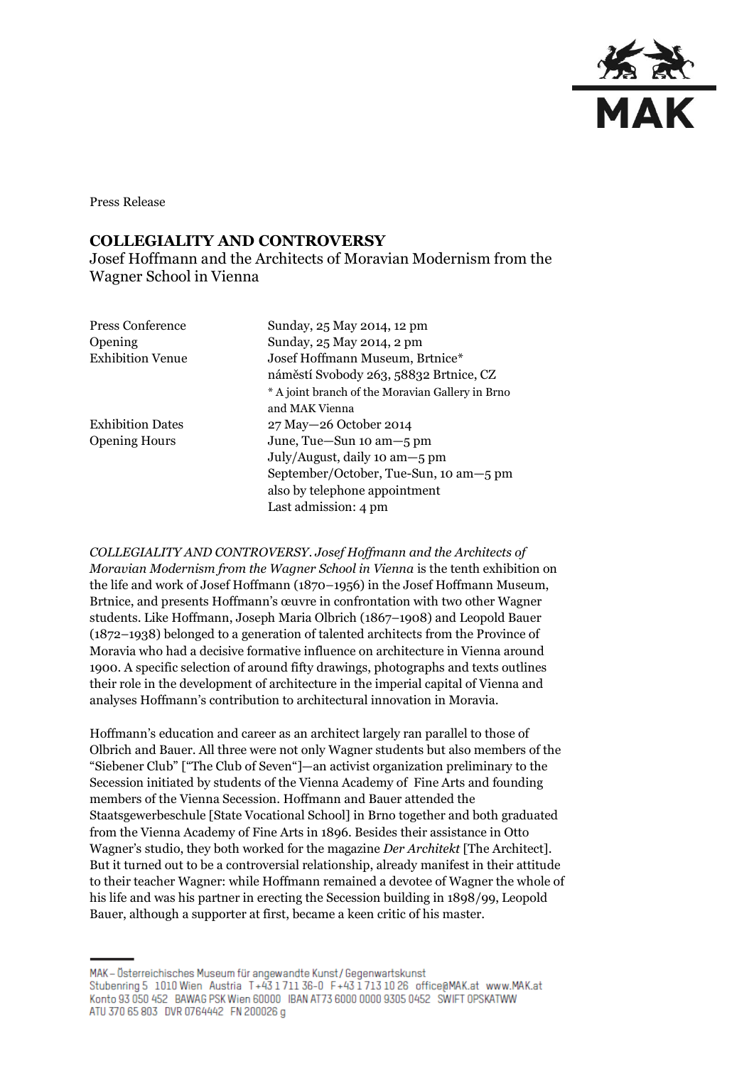Press Release

# COLLEGIALITY AND CONTROVERSY

Josef Hoffmann and the Architects of Moravian Modernism from the Wagner School in Vienna

| | |
|---|---|
| Press Conference | Sunday, 25 May 2014, 12 pm |
| Opening | Sunday, 25 May 2014, 2 pm |
| Exhibition Venue | Josef Hoffmann Museum, Brtnice*<br>náměstí Svobody 263, 58832 Brtnice, CZ<br>* A joint branch of the Moravian Gallery in Brno and MAK Vienna |
| Exhibition Dates | 27 May—26 October 2014 |
| Opening Hours | June, Tue—Sun 10 am—5 pm<br>July/August, daily 10 am—5 pm<br>September/October, Tue-Sun, 10 am—5 pm<br>also by telephone appointment<br>Last admission: 4 pm |

*COLLEGIALITY AND CONTROVERSY. Josef Hoffmann and the Architects of Moravian Modernism from the Wagner School in Vienna* is the tenth exhibition on the life and work of Josef Hoffmann (1870–1956) in the Josef Hoffmann Museum, Brtnice, and presents Hoffmann's œuvre in confrontation with two other Wagner students. Like Hoffmann, Joseph Maria Olbrich (1867–1908) and Leopold Bauer (1872–1938) belonged to a generation of talented architects from the Province of Moravia who had a decisive formative influence on architecture in Vienna around 1900. A specific selection of around fifty drawings, photographs and texts outlines their role in the development of architecture in the imperial capital of Vienna and analyses Hoffmann's contribution to architectural innovation in Moravia.

Hoffmann's education and career as an architect largely ran parallel to those of Olbrich and Bauer. All three were not only Wagner students but also members of the "Siebener Club" ["The Club of Seven"]—an activist organization preliminary to the Secession initiated by students of the Vienna Academy of Fine Arts and founding members of the Vienna Secession. Hoffmann and Bauer attended the Staatsgewerbeschule [State Vocational School] in Brno together and both graduated from the Vienna Academy of Fine Arts in 1896. Besides their assistance in Otto Wagner's studio, they both worked for the magazine *Der Architekt* [The Architect]. But it turned out to be a controversial relationship, already manifest in their attitude to their teacher Wagner: while Hoffmann remained a devotee of Wagner the whole of his life and was his partner in erecting the Secession building in 1898/99, Leopold Bauer, although a supporter at first, became a keen critic of his master.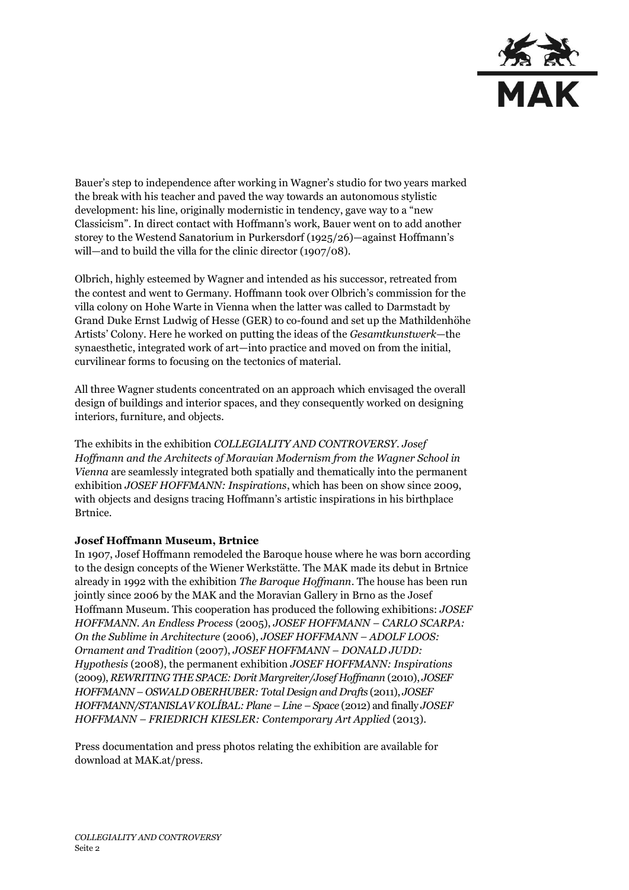Bauer's step to independence after working in Wagner's studio for two years marked the break with his teacher and paved the way towards an autonomous stylistic development: his line, originally modernistic in tendency, gave way to a "new Classicism". In direct contact with Hoffmann's work, Bauer went on to add another storey to the Westend Sanatorium in Purkersdorf (1925/26)—against Hoffmann's will—and to build the villa for the clinic director (1907/08).

Olbrich, highly esteemed by Wagner and intended as his successor, retreated from the contest and went to Germany. Hoffmann took over Olbrich's commission for the villa colony on Hohe Warte in Vienna when the latter was called to Darmstadt by Grand Duke Ernst Ludwig of Hesse (GER) to co-found and set up the Mathildenhöhe Artists' Colony. Here he worked on putting the ideas of the *Gesamtkunstwerk*—the synaesthetic, integrated work of art—into practice and moved on from the initial, curvilinear forms to focusing on the tectonics of material.

All three Wagner students concentrated on an approach which envisaged the overall design of buildings and interior spaces, and they consequently worked on designing interiors, furniture, and objects.

The exhibits in the exhibition *COLLEGIALITY AND CONTROVERSY. Josef Hoffmann and the Architects of Moravian Modernism from the Wagner School in Vienna* are seamlessly integrated both spatially and thematically into the permanent exhibition *JOSEF HOFFMANN: Inspirations*, which has been on show since 2009, with objects and designs tracing Hoffmann's artistic inspirations in his birthplace Brtnice.

**Josef Hoffmann Museum, Brtnice**

In 1907, Josef Hoffmann remodeled the Baroque house where he was born according to the design concepts of the Wiener Werkstätte. The MAK made its debut in Brtnice already in 1992 with the exhibition *The Baroque Hoffmann*. The house has been run jointly since 2006 by the MAK and the Moravian Gallery in Brno as the Josef Hoffmann Museum. This cooperation has produced the following exhibitions: *JOSEF HOFFMANN. An Endless Process* (2005), *JOSEF HOFFMANN – CARLO SCARPA: On the Sublime in Architecture* (2006), *JOSEF HOFFMANN – ADOLF LOOS: Ornament and Tradition* (2007), *JOSEF HOFFMANN – DONALD JUDD: Hypothesis* (2008), the permanent exhibition *JOSEF HOFFMANN: Inspirations* (2009), *REWRITING THE SPACE: Dorit Margreiter/Josef Hoffmann* (2010), *JOSEF HOFFMANN – OSWALD OBERHUBER: Total Design and Drafts* (2011), *JOSEF HOFFMANN/STANISLAV KOLÍBAL: Plane – Line – Space* (2012) and finally *JOSEF HOFFMANN – FRIEDRICH KIESLER: Contemporary Art Applied* (2013).

Press documentation and press photos relating the exhibition are available for download at MAK.at/press.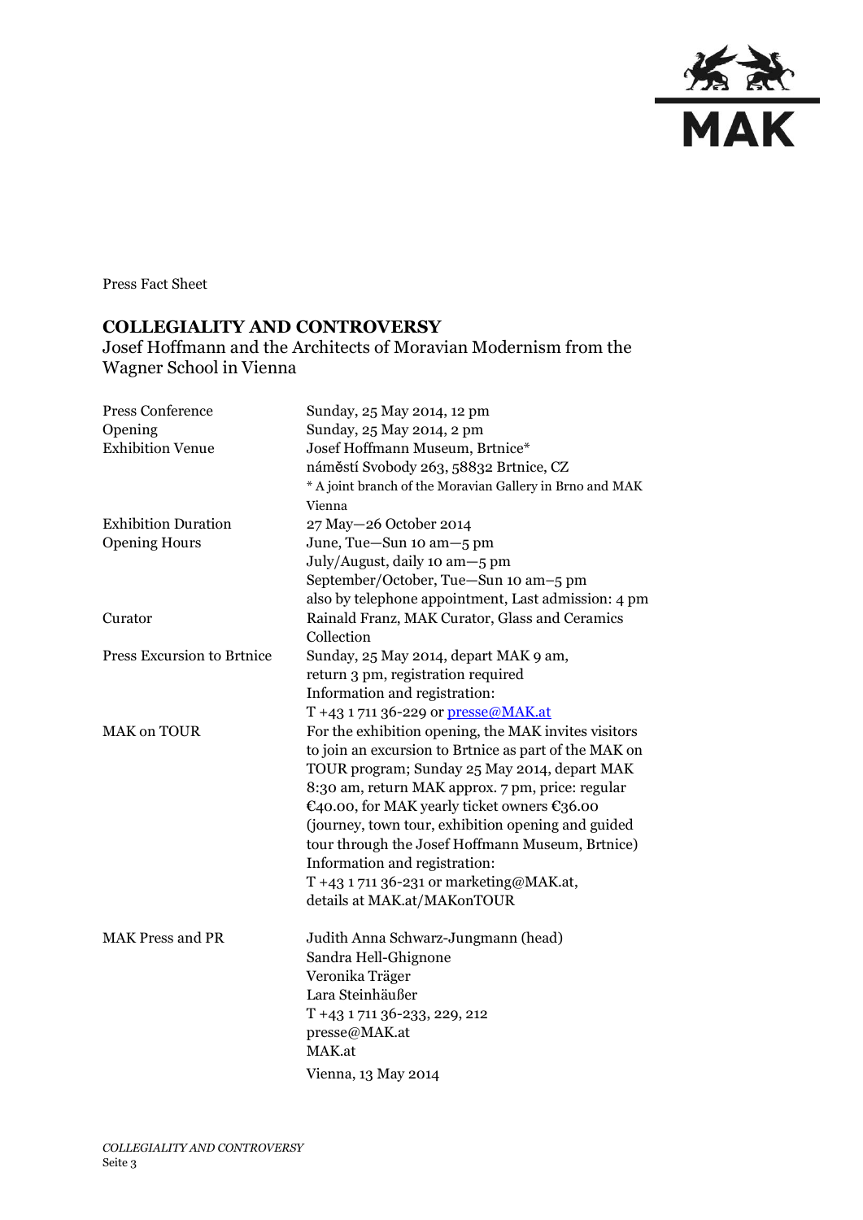Press Fact Sheet

## COLLEGIALITY AND CONTROVERSY

Josef Hoffmann and the Architects of Moravian Modernism from the Wagner School in Vienna

| | |
|---|---|
| Press Conference | Sunday, 25 May 2014, 12 pm |
| Opening | Sunday, 25 May 2014, 2 pm |
| Exhibition Venue | Josef Hoffmann Museum, Brtnice*<br>náměstí Svobody 263, 58832 Brtnice, CZ<br>* A joint branch of the Moravian Gallery in Brno and MAK Vienna |
| Exhibition Duration | 27 May—26 October 2014 |
| Opening Hours | June, Tue—Sun 10 am—5 pm<br>July/August, daily 10 am—5 pm<br>September/October, Tue—Sun 10 am–5 pm<br>also by telephone appointment, Last admission: 4 pm |
| Curator | Rainald Franz, MAK Curator, Glass and Ceramics Collection |
| Press Excursion to Brtnice | Sunday, 25 May 2014, depart MAK 9 am, return 3 pm, registration required<br>Information and registration:<br>T +43 1 711 36-229 or presse@MAK.at |
| MAK on TOUR | For the exhibition opening, the MAK invites visitors to join an excursion to Brtnice as part of the MAK on TOUR program; Sunday 25 May 2014, depart MAK 8:30 am, return MAK approx. 7 pm, price: regular €40.00, for MAK yearly ticket owners €36.00 (journey, town tour, exhibition opening and guided tour through the Josef Hoffmann Museum, Brtnice)<br>Information and registration:<br>T +43 1 711 36-231 or marketing@MAK.at, details at MAK.at/MAKonTOUR |
| MAK Press and PR | Judith Anna Schwarz-Jungmann (head)<br>Sandra Hell-Ghignone<br>Veronika Träger<br>Lara Steinhäußer<br>T +43 1 711 36-233, 229, 212<br>presse@MAK.at<br>MAK.at |
| | Vienna, 13 May 2014 |